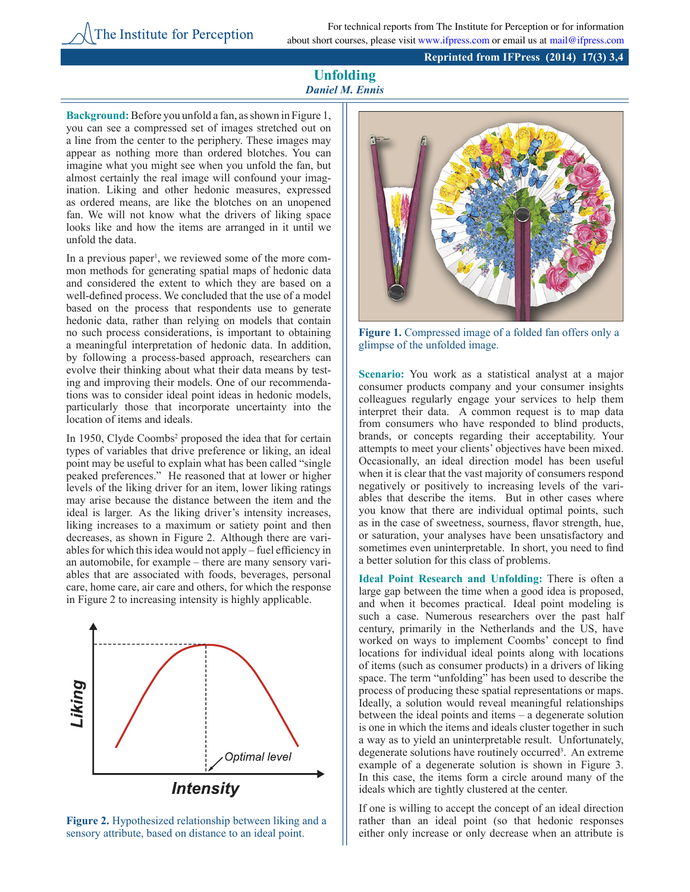# Unfolding

*Daniel M. Ennis*

**Background:** Before you unfold a fan, as shown in Figure 1, you can see a compressed set of images stretched out on a line from the center to the periphery. These images may appear as nothing more than ordered blotches. You can imagine what you might see when you unfold the fan, but almost certainly the real image will confound your imagination. Liking and other hedonic measures, expressed as ordered means, are like the blotches on an unopened fan. We will not know what the drivers of liking space looks like and how the items are arranged in it until we unfold the data.

In a previous paper[1], we reviewed some of the more common methods for generating spatial maps of hedonic data and considered the extent to which they are based on a well-defined process. We concluded that the use of a model based on the process that respondents use to generate hedonic data, rather than relying on models that contain no such process considerations, is important to obtaining a meaningful interpretation of hedonic data. In addition, by following a process-based approach, researchers can evolve their thinking about what their data means by testing and improving their models. One of our recommendations was to consider ideal point ideas in hedonic models, particularly those that incorporate uncertainty into the location of items and ideals.

In 1950, Clyde Coombs[2] proposed the idea that for certain types of variables that drive preference or liking, an ideal point may be useful to explain what has been called "single peaked preferences." He reasoned that at lower or higher levels of the liking driver for an item, lower liking ratings may arise because the distance between the item and the ideal is larger. As the liking driver's intensity increases, liking increases to a maximum or satiety point and then decreases, as shown in Figure 2. Although there are variables for which this idea would not apply – fuel efficiency in an automobile, for example – there are many sensory variables that are associated with foods, beverages, personal care, home care, air care and others, for which the response in Figure 2 to increasing intensity is highly applicable.

**Figure 2.** Hypothesized relationship between liking and a sensory attribute, based on distance to an ideal point.

**Figure 1.** Compressed image of a folded fan offers only a glimpse of the unfolded image.

**Scenario:** You work as a statistical analyst at a major consumer products company and your consumer insights colleagues regularly engage your services to help them interpret their data. A common request is to map data from consumers who have responded to blind products, brands, or concepts regarding their acceptability. Your attempts to meet your clients' objectives have been mixed. Occasionally, an ideal direction model has been useful when it is clear that the vast majority of consumers respond negatively or positively to increasing levels of the variables that describe the items. But in other cases where you know that there are individual optimal points, such as in the case of sweetness, sourness, flavor strength, hue, or saturation, your analyses have been unsatisfactory and sometimes even uninterpretable. In short, you need to find a better solution for this class of problems.

**Ideal Point Research and Unfolding:** There is often a large gap between the time when a good idea is proposed, and when it becomes practical. Ideal point modeling is such a case. Numerous researchers over the past half century, primarily in the Netherlands and the US, have worked on ways to implement Coombs' concept to find locations for individual ideal points along with locations of items (such as consumer products) in a drivers of liking space. The term "unfolding" has been used to describe the process of producing these spatial representations or maps. Ideally, a solution would reveal meaningful relationships between the ideal points and items – a degenerate solution is one in which the items and ideals cluster together in such a way as to yield an uninterpretable result. Unfortunately, degenerate solutions have routinely occurred[3]. An extreme example of a degenerate solution is shown in Figure 3. In this case, the items form a circle around many of the ideals which are tightly clustered at the center.

If one is willing to accept the concept of an ideal direction rather than an ideal point (so that hedonic responses either only increase or only decrease when an attribute is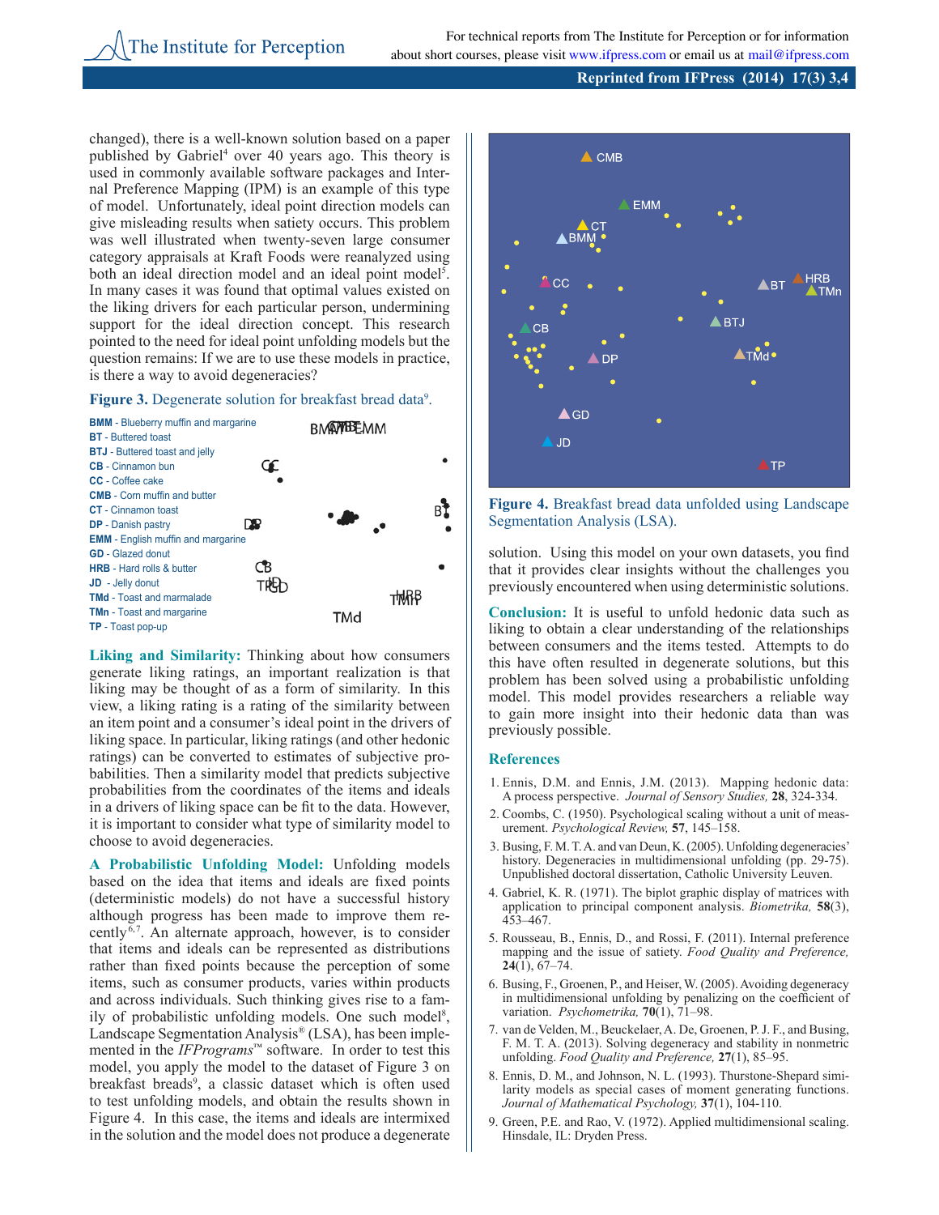changed), there is a well-known solution based on a paper published by Gabriel[4] over 40 years ago. This theory is used in commonly available software packages and Internal Preference Mapping (IPM) is an example of this type of model. Unfortunately, ideal point direction models can give misleading results when satiety occurs. This problem was well illustrated when twenty-seven large consumer category appraisals at Kraft Foods were reanalyzed using both an ideal direction model and an ideal point model[5]. In many cases it was found that optimal values existed on the liking drivers for each particular person, undermining support for the ideal direction concept. This research pointed to the need for ideal point unfolding models but the question remains: If we are to use these models in practice, is there a way to avoid degeneracies?

**Figure 3.** Degenerate solution for breakfast bread data[9].

**BMM** - Blueberry muffin and margarine
**BT** - Buttered toast
**BTJ** - Buttered toast and jelly
**CB** - Cinnamon bun
**CC** - Coffee cake
**CMB** - Corn muffin and butter
**CT** - Cinnamon toast
**DP** - Danish pastry
**EMM** - English muffin and margarine
**GD** - Glazed donut
**HRB** - Hard rolls & butter
**JD** - Jelly donut
**TMd** - Toast and marmalade
**TMn** - Toast and margarine
**TP** - Toast pop-up

**Liking and Similarity:** Thinking about how consumers generate liking ratings, an important realization is that liking may be thought of as a form of similarity. In this view, a liking rating is a rating of the similarity between an item point and a consumer's ideal point in the drivers of liking space. In particular, liking ratings (and other hedonic ratings) can be converted to estimates of subjective probabilities. Then a similarity model that predicts subjective probabilities from the coordinates of the items and ideals in a drivers of liking space can be fit to the data. However, it is important to consider what type of similarity model to choose to avoid degeneracies.

**A Probabilistic Unfolding Model:** Unfolding models based on the idea that items and ideals are fixed points (deterministic models) do not have a successful history although progress has been made to improve them recently[6,7]. An alternate approach, however, is to consider that items and ideals can be represented as distributions rather than fixed points because the perception of some items, such as consumer products, varies within products and across individuals. Such thinking gives rise to a family of probabilistic unfolding models. One such model[8], Landscape Segmentation Analysis® (LSA), has been implemented in the *IFPrograms*™ software. In order to test this model, you apply the model to the dataset of Figure 3 on breakfast breads[9], a classic dataset which is often used to test unfolding models, and obtain the results shown in Figure 4. In this case, the items and ideals are intermixed in the solution and the model does not produce a degenerate solution. Using this model on your own datasets, you find that it provides clear insights without the challenges you previously encountered when using deterministic solutions.

**Figure 4.** Breakfast bread data unfolded using Landscape Segmentation Analysis (LSA).

**Conclusion:** It is useful to unfold hedonic data such as liking to obtain a clear understanding of the relationships between consumers and the items tested. Attempts to do this have often resulted in degenerate solutions, but this problem has been solved using a probabilistic unfolding model. This model provides researchers a reliable way to gain more insight into their hedonic data than was previously possible.

## References

1. Ennis, D.M. and Ennis, J.M. (2013). Mapping hedonic data: A process perspective. *Journal of Sensory Studies,* **28**, 324-334.
2. Coombs, C. (1950). Psychological scaling without a unit of measurement. *Psychological Review,* **57**, 145–158.
3. Busing, F. M. T. A. and van Deun, K. (2005). Unfolding degeneracies' history. Degeneracies in multidimensional unfolding (pp. 29-75). Unpublished doctoral dissertation, Catholic University Leuven.
4. Gabriel, K. R. (1971). The biplot graphic display of matrices with application to principal component analysis. *Biometrika,* **58**(3), 453–467.
5. Rousseau, B., Ennis, D., and Rossi, F. (2011). Internal preference mapping and the issue of satiety. *Food Quality and Preference,* **24**(1), 67–74.
6. Busing, F., Groenen, P., and Heiser, W. (2005). Avoiding degeneracy in multidimensional unfolding by penalizing on the coefficient of variation. *Psychometrika,* **70**(1), 71–98.
7. van de Velden, M., Beuckelaer, A. De, Groenen, P. J. F., and Busing, F. M. T. A. (2013). Solving degeneracy and stability in nonmetric unfolding. *Food Quality and Preference,* **27**(1), 85–95.
8. Ennis, D. M., and Johnson, N. L. (1993). Thurstone-Shepard similarity models as special cases of moment generating functions. *Journal of Mathematical Psychology,* **37**(1), 104-110.
9. Green, P.E. and Rao, V. (1972). Applied multidimensional scaling. Hinsdale, IL: Dryden Press.